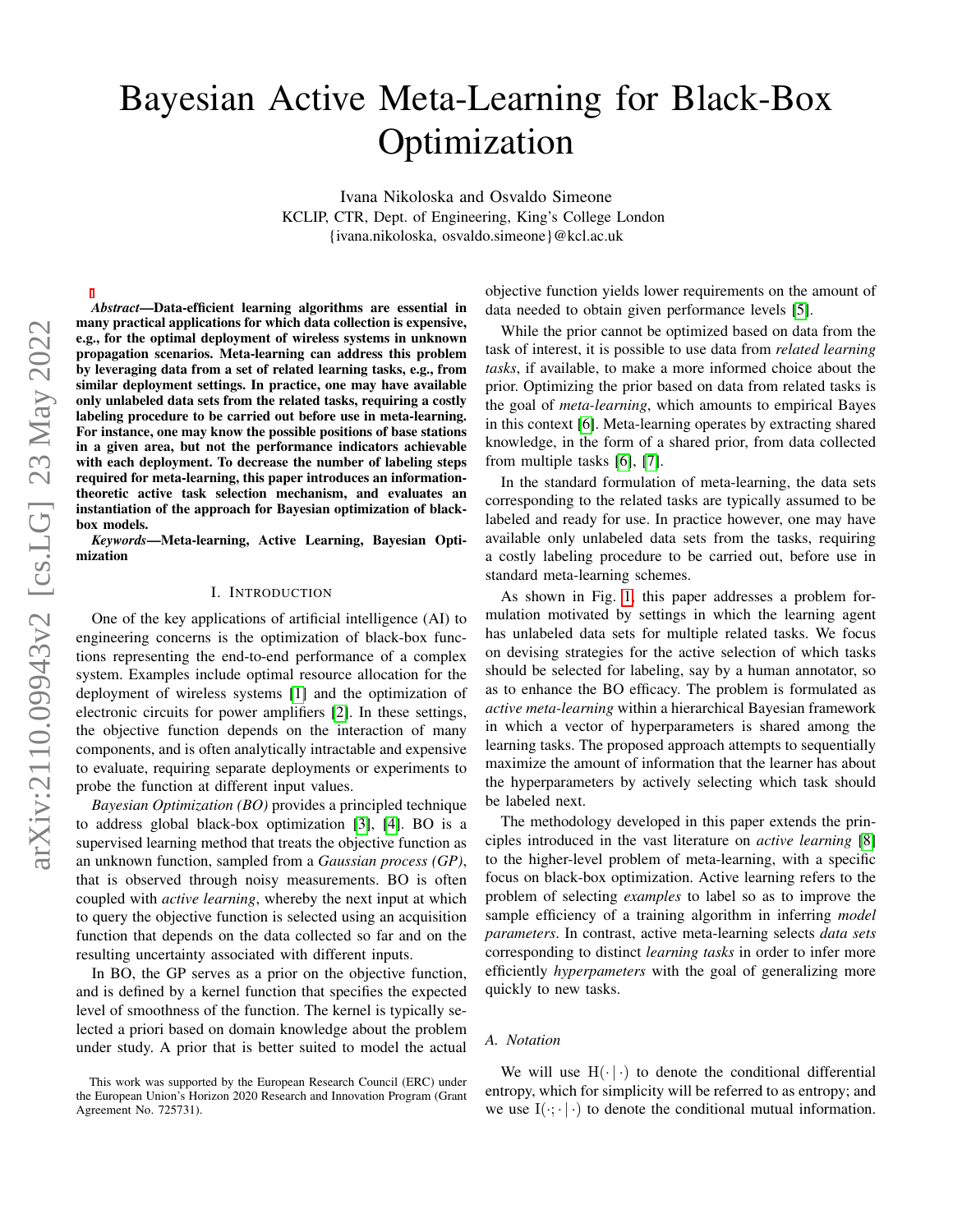# Bayesian Active Meta-Learning for Black-Box Optimization

Ivana Nikoloska and Osvaldo Simeone
KCLIP, CTR, Dept. of Engineering, King's College London
{ivana.nikoloska, osvaldo.simeone}@kcl.ac.uk

***Abstract*—Data-efficient learning algorithms are essential in many practical applications for which data collection is expensive, e.g., for the optimal deployment of wireless systems in unknown propagation scenarios. Meta-learning can address this problem by leveraging data from a set of related learning tasks, e.g., from similar deployment settings. In practice, one may have available only unlabeled data sets from the related tasks, requiring a costly labeling procedure to be carried out before use in meta-learning. For instance, one may know the possible positions of base stations in a given area, but not the performance indicators achievable with each deployment. To decrease the number of labeling steps required for meta-learning, this paper introduces an information-theoretic active task selection mechanism, and evaluates an instantiation of the approach for Bayesian optimization of black-box models.**

***Keywords*—Meta-learning, Active Learning, Bayesian Optimization**

## I. Introduction

One of the key applications of artificial intelligence (AI) to engineering concerns is the optimization of black-box functions representing the end-to-end performance of a complex system. Examples include optimal resource allocation for the deployment of wireless systems [1] and the optimization of electronic circuits for power amplifiers [2]. In these settings, the objective function depends on the interaction of many components, and is often analytically intractable and expensive to evaluate, requiring separate deployments or experiments to probe the function at different input values.

*Bayesian Optimization (BO)* provides a principled technique to address global black-box optimization [3], [4]. BO is a supervised learning method that treats the objective function as an unknown function, sampled from a *Gaussian process (GP)*, that is observed through noisy measurements. BO is often coupled with *active learning*, whereby the next input at which to query the objective function is selected using an acquisition function that depends on the data collected so far and on the resulting uncertainty associated with different inputs.

In BO, the GP serves as a prior on the objective function, and is defined by a kernel function that specifies the expected level of smoothness of the function. The kernel is typically selected a priori based on domain knowledge about the problem under study. A prior that is better suited to model the actual objective function yields lower requirements on the amount of data needed to obtain given performance levels [5].

While the prior cannot be optimized based on data from the task of interest, it is possible to use data from *related learning tasks*, if available, to make a more informed choice about the prior. Optimizing the prior based on data from related tasks is the goal of *meta-learning*, which amounts to empirical Bayes in this context [6]. Meta-learning operates by extracting shared knowledge, in the form of a shared prior, from data collected from multiple tasks [6], [7].

In the standard formulation of meta-learning, the data sets corresponding to the related tasks are typically assumed to be labeled and ready for use. In practice however, one may have available only unlabeled data sets from the tasks, requiring a costly labeling procedure to be carried out, before use in standard meta-learning schemes.

As shown in Fig. 1, this paper addresses a problem formulation motivated by settings in which the learning agent has unlabeled data sets for multiple related tasks. We focus on devising strategies for the active selection of which tasks should be selected for labeling, say by a human annotator, so as to enhance the BO efficacy. The problem is formulated as *active meta-learning* within a hierarchical Bayesian framework in which a vector of hyperparameters is shared among the learning tasks. The proposed approach attempts to sequentially maximize the amount of information that the learner has about the hyperparameters by actively selecting which task should be labeled next.

The methodology developed in this paper extends the principles introduced in the vast literature on *active learning* [8] to the higher-level problem of meta-learning, with a specific focus on black-box optimization. Active learning refers to the problem of selecting *examples* to label so as to improve the sample efficiency of a training algorithm in inferring *model parameters*. In contrast, active meta-learning selects *data sets* corresponding to distinct *learning tasks* in order to infer more efficiently *hyperparameters* with the goal of generalizing more quickly to new tasks.

### A. Notation

We will use $\mathrm{H}(\cdot|\cdot)$ to denote the conditional differential entropy, which for simplicity will be referred to as entropy; and we use $\mathrm{I}(\cdot;\cdot|\cdot)$ to denote the conditional mutual information.

This work was supported by the European Research Council (ERC) under the European Union's Horizon 2020 Research and Innovation Program (Grant Agreement No. 725731).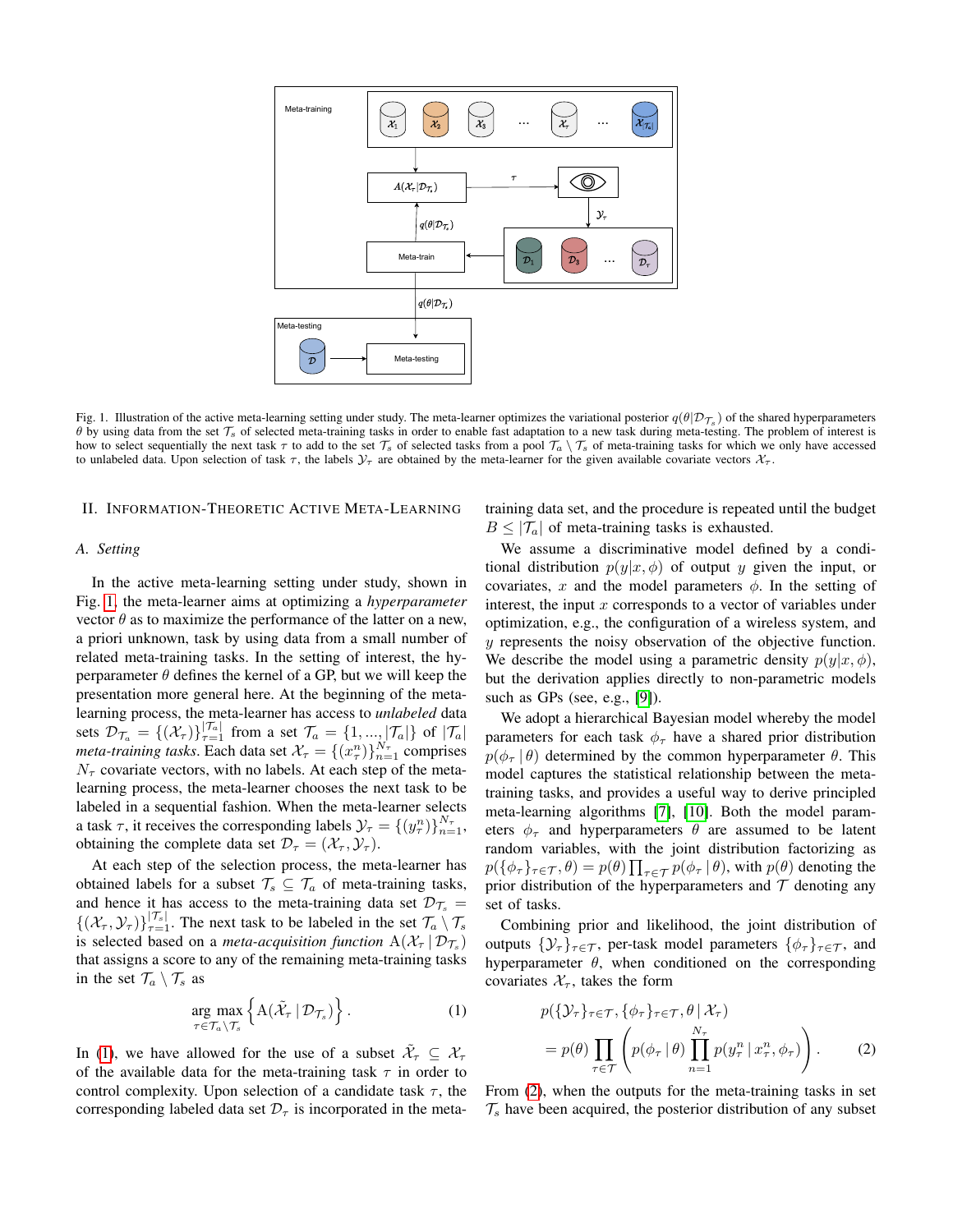Fig. 1. Illustration of the active meta-learning setting under study. The meta-learner optimizes the variational posterior $q(\theta|\mathcal{D}_{\mathcal{T}_s})$ of the shared hyperparameters $\theta$ by using data from the set $\mathcal{T}_s$ of selected meta-training tasks in order to enable fast adaptation to a new task during meta-testing. The problem of interest is how to select sequentially the next task $\tau$ to add to the set $\mathcal{T}_s$ of selected tasks from a pool $\mathcal{T}_a \setminus \mathcal{T}_s$ of meta-training tasks for which we only have accessed to unlabeled data. Upon selection of task $\tau$, the labels $\mathcal{Y}_\tau$ are obtained by the meta-learner for the given available covariate vectors $\mathcal{X}_\tau$.

## II. Information-Theoretic Active Meta-Learning

### A. Setting

In the active meta-learning setting under study, shown in Fig. 1, the meta-learner aims at optimizing a *hyperparameter* vector $\theta$ as to maximize the performance of the latter on a new, a priori unknown, task by using data from a small number of related meta-training tasks. In the setting of interest, the hyperparameter $\theta$ defines the kernel of a GP, but we will keep the presentation more general here. At the beginning of the meta-learning process, the meta-learner has access to *unlabeled* data sets $\mathcal{D}_{\mathcal{T}_a} = \{(\mathcal{X}_\tau)\}_{\tau=1}^{|\mathcal{T}_a|}$ from a set $\mathcal{T}_a = \{1, ..., |\mathcal{T}_a|\}$ of $|\mathcal{T}_a|$ *meta-training tasks*. Each data set $\mathcal{X}_\tau = \{(x_\tau^n)\}_{n=1}^{N_\tau}$ comprises $N_\tau$ covariate vectors, with no labels. At each step of the meta-learning process, the meta-learner chooses the next task to be labeled in a sequential fashion. When the meta-learner selects a task $\tau$, it receives the corresponding labels $\mathcal{Y}_\tau = \{(y_\tau^n)\}_{n=1}^{N_\tau}$, obtaining the complete data set $\mathcal{D}_\tau = (\mathcal{X}_\tau, \mathcal{Y}_\tau)$.

At each step of the selection process, the meta-learner has obtained labels for a subset $\mathcal{T}_s \subseteq \mathcal{T}_a$ of meta-training tasks, and hence it has access to the meta-training data set $\mathcal{D}_{\mathcal{T}_s} = \{(\mathcal{X}_\tau, \mathcal{Y}_\tau)\}_{\tau=1}^{|\mathcal{T}_s|}$. The next task to be labeled in the set $\mathcal{T}_a \setminus \mathcal{T}_s$ is selected based on a *meta-acquisition function* $\mathrm{A}(\mathcal{X}_\tau \,|\, \mathcal{D}_{\mathcal{T}_s})$ that assigns a score to any of the remaining meta-training tasks in the set $\mathcal{T}_a \setminus \mathcal{T}_s$ as

$$\underset{\tau \in \mathcal{T}_a \setminus \mathcal{T}_s}{\arg\max} \left\{ \mathrm{A}(\tilde{\mathcal{X}}_\tau \,|\, \mathcal{D}_{\mathcal{T}_s}) \right\}. \tag{1}$$

In (1), we have allowed for the use of a subset $\tilde{\mathcal{X}}_\tau \subseteq \mathcal{X}_\tau$ of the available data for the meta-training task $\tau$ in order to control complexity. Upon selection of a candidate task $\tau$, the corresponding labeled data set $\mathcal{D}_\tau$ is incorporated in the meta-training data set, and the procedure is repeated until the budget $B \leq |\mathcal{T}_a|$ of meta-training tasks is exhausted.

We assume a discriminative model defined by a conditional distribution $p(y|x, \phi)$ of output $y$ given the input, or covariates, $x$ and the model parameters $\phi$. In the setting of interest, the input $x$ corresponds to a vector of variables under optimization, e.g., the configuration of a wireless system, and $y$ represents the noisy observation of the objective function. We describe the model using a parametric density $p(y|x, \phi)$, but the derivation applies directly to non-parametric models such as GPs (see, e.g., [9]).

We adopt a hierarchical Bayesian model whereby the model parameters for each task $\phi_\tau$ have a shared prior distribution $p(\phi_\tau \,|\, \theta)$ determined by the common hyperparameter $\theta$. This model captures the statistical relationship between the meta-training tasks, and provides a useful way to derive principled meta-learning algorithms [7], [10]. Both the model parameters $\phi_\tau$ and hyperparameters $\theta$ are assumed to be latent random variables, with the joint distribution factorizing as $p(\{\phi_\tau\}_{\tau \in \mathcal{T}}, \theta) = p(\theta) \prod_{\tau \in \mathcal{T}} p(\phi_\tau \,|\, \theta)$, with $p(\theta)$ denoting the prior distribution of the hyperparameters and $\mathcal{T}$ denoting any set of tasks.

Combining prior and likelihood, the joint distribution of outputs $\{\mathcal{Y}_\tau\}_{\tau \in \mathcal{T}}$, per-task model parameters $\{\phi_\tau\}_{\tau \in \mathcal{T}}$, and hyperparameter $\theta$, when conditioned on the corresponding covariates $\mathcal{X}_\tau$, takes the form

$$\begin{aligned} &p(\{\mathcal{Y}_\tau\}_{\tau \in \mathcal{T}}, \{\phi_\tau\}_{\tau \in \mathcal{T}}, \theta \,|\, \mathcal{X}_\tau) \\ &= p(\theta) \prod_{\tau \in \mathcal{T}} \left( p(\phi_\tau \,|\, \theta) \prod_{n=1}^{N_\tau} p(y_\tau^n \,|\, x_\tau^n, \phi_\tau) \right). \end{aligned} \tag{2}$$

From (2), when the outputs for the meta-training tasks in set $\mathcal{T}_s$ have been acquired, the posterior distribution of any subset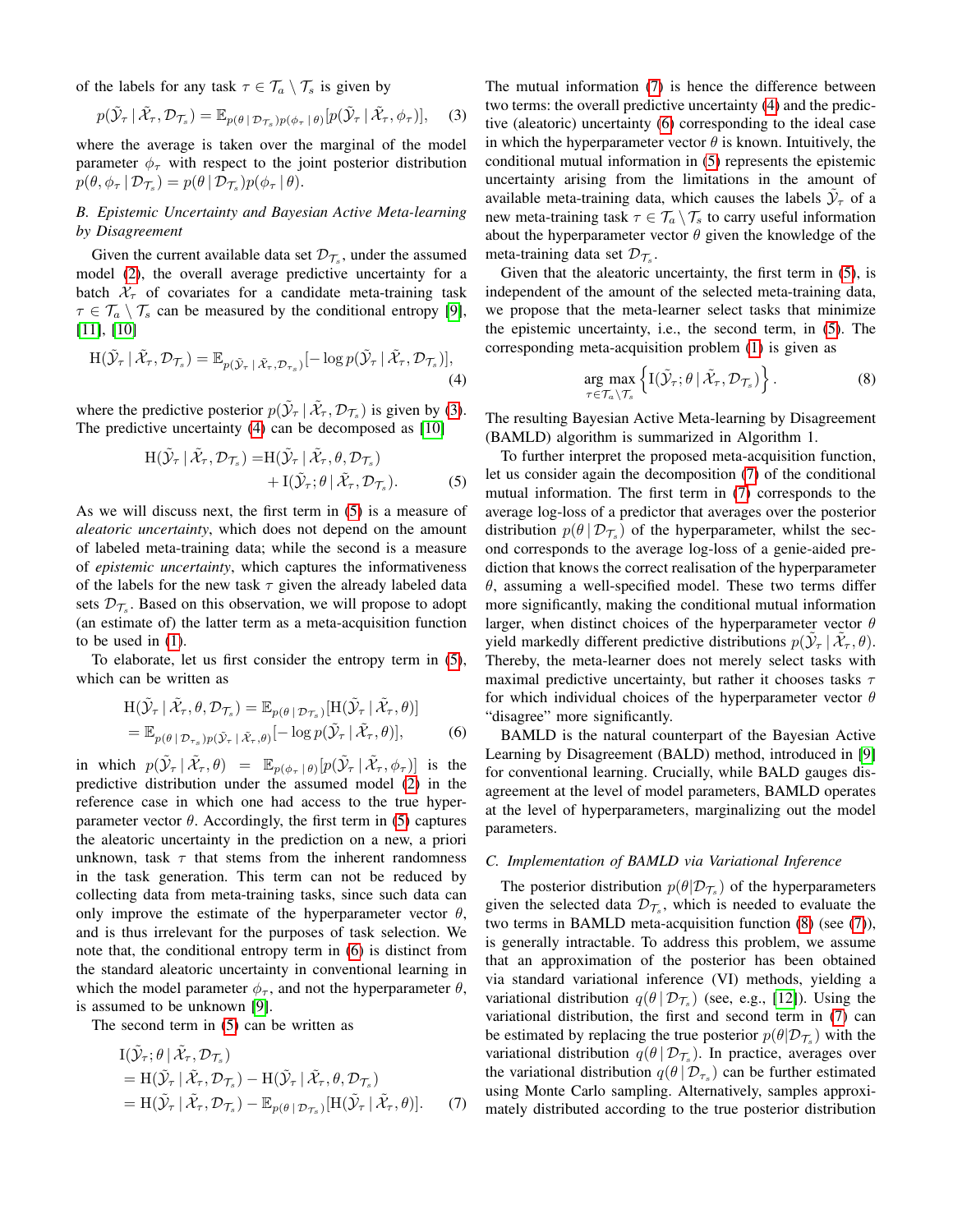of the labels for any task $\tau \in \mathcal{T}_a \setminus \mathcal{T}_s$ is given by

$$p(\tilde{\mathcal{Y}}_\tau \,|\, \tilde{\mathcal{X}}_\tau, \mathcal{D}_{\mathcal{T}_s}) = \mathbb{E}_{p(\theta \,|\, \mathcal{D}_{\mathcal{T}_s}) p(\phi_\tau \,|\, \theta)}[p(\tilde{\mathcal{Y}}_\tau \,|\, \tilde{\mathcal{X}}_\tau, \phi_\tau)], \quad (3)$$

where the average is taken over the marginal of the model parameter $\phi_\tau$ with respect to the joint posterior distribution $p(\theta, \phi_\tau \,|\, \mathcal{D}_{\mathcal{T}_s}) = p(\theta \,|\, \mathcal{D}_{\mathcal{T}_s}) p(\phi_\tau \,|\, \theta)$.

### B. Epistemic Uncertainty and Bayesian Active Meta-learning by Disagreement

Given the current available data set $\mathcal{D}_{\mathcal{T}_s}$, under the assumed model (2), the overall average predictive uncertainty for a batch $\tilde{\mathcal{X}}_\tau$ of covariates for a candidate meta-training task $\tau \in \mathcal{T}_a \setminus \mathcal{T}_s$ can be measured by the conditional entropy [9], [11], [10]

$$\mathrm{H}(\tilde{\mathcal{Y}}_\tau \,|\, \tilde{\mathcal{X}}_\tau, \mathcal{D}_{\mathcal{T}_s}) = \mathbb{E}_{p(\tilde{\mathcal{Y}}_\tau \,|\, \tilde{\mathcal{X}}_\tau, \mathcal{D}_{\mathcal{T}_s})}[-\log p(\tilde{\mathcal{Y}}_\tau \,|\, \tilde{\mathcal{X}}_\tau, \mathcal{D}_{\mathcal{T}_s})], \quad (4)$$

where the predictive posterior $p(\tilde{\mathcal{Y}}_\tau \,|\, \tilde{\mathcal{X}}_\tau, \mathcal{D}_{\mathcal{T}_s})$ is given by (3). The predictive uncertainty (4) can be decomposed as [10]

$$\begin{aligned}\mathrm{H}(\tilde{\mathcal{Y}}_\tau \,|\, \tilde{\mathcal{X}}_\tau, \mathcal{D}_{\mathcal{T}_s}) =& \mathrm{H}(\tilde{\mathcal{Y}}_\tau \,|\, \tilde{\mathcal{X}}_\tau, \theta, \mathcal{D}_{\mathcal{T}_s}) \\ &+ \mathrm{I}(\tilde{\mathcal{Y}}_\tau; \theta \,|\, \tilde{\mathcal{X}}_\tau, \mathcal{D}_{\mathcal{T}_s}). \quad (5)\end{aligned}$$

As we will discuss next, the first term in (5) is a measure of *aleatoric uncertainty*, which does not depend on the amount of labeled meta-training data; while the second is a measure of *epistemic uncertainty*, which captures the informativeness of the labels for the new task $\tau$ given the already labeled data sets $\mathcal{D}_{\mathcal{T}_s}$. Based on this observation, we will propose to adopt (an estimate of) the latter term as a meta-acquisition function to be used in (1).

To elaborate, let us first consider the entropy term in (5), which can be written as

$$\begin{aligned}&\mathrm{H}(\tilde{\mathcal{Y}}_\tau \,|\, \tilde{\mathcal{X}}_\tau, \theta, \mathcal{D}_{\mathcal{T}_s}) = \mathbb{E}_{p(\theta \,|\, \mathcal{D}_{\mathcal{T}_s})}[\mathrm{H}(\tilde{\mathcal{Y}}_\tau \,|\, \tilde{\mathcal{X}}_\tau, \theta)] \\ &= \mathbb{E}_{p(\theta \,|\, \mathcal{D}_{\mathcal{T}_s}) p(\tilde{\mathcal{Y}}_\tau \,|\, \tilde{\mathcal{X}}_\tau, \theta)}[-\log p(\tilde{\mathcal{Y}}_\tau \,|\, \tilde{\mathcal{X}}_\tau, \theta)], \quad (6)\end{aligned}$$

in which $p(\tilde{\mathcal{Y}}_\tau \,|\, \tilde{\mathcal{X}}_\tau, \theta) = \mathbb{E}_{p(\phi_\tau \,|\, \theta)}[p(\tilde{\mathcal{Y}}_\tau \,|\, \tilde{\mathcal{X}}_\tau, \phi_\tau)]$ is the predictive distribution under the assumed model (2) in the reference case in which one had access to the true hyperparameter vector $\theta$. Accordingly, the first term in (5) captures the aleatoric uncertainty in the prediction on a new, a priori unknown, task $\tau$ that stems from the inherent randomness in the task generation. This term can not be reduced by collecting data from meta-training tasks, since such data can only improve the estimate of the hyperparameter vector $\theta$, and is thus irrelevant for the purposes of task selection. We note that, the conditional entropy term in (6) is distinct from the standard aleatoric uncertainty in conventional learning in which the model parameter $\phi_\tau$, and not the hyperparameter $\theta$, is assumed to be unknown [9].

The second term in (5) can be written as

$$\begin{aligned}&\mathrm{I}(\tilde{\mathcal{Y}}_\tau; \theta \,|\, \tilde{\mathcal{X}}_\tau, \mathcal{D}_{\mathcal{T}_s}) \\ &= \mathrm{H}(\tilde{\mathcal{Y}}_\tau \,|\, \tilde{\mathcal{X}}_\tau, \mathcal{D}_{\mathcal{T}_s}) - \mathrm{H}(\tilde{\mathcal{Y}}_\tau \,|\, \tilde{\mathcal{X}}_\tau, \theta, \mathcal{D}_{\mathcal{T}_s}) \\ &= \mathrm{H}(\tilde{\mathcal{Y}}_\tau \,|\, \tilde{\mathcal{X}}_\tau, \mathcal{D}_{\mathcal{T}_s}) - \mathbb{E}_{p(\theta \,|\, \mathcal{D}_{\mathcal{T}_s})}[\mathrm{H}(\tilde{\mathcal{Y}}_\tau \,|\, \tilde{\mathcal{X}}_\tau, \theta)]. \quad (7)\end{aligned}$$

The mutual information (7) is hence the difference between two terms: the overall predictive uncertainty (4) and the predictive (aleatoric) uncertainty (6) corresponding to the ideal case in which the hyperparameter vector $\theta$ is known. Intuitively, the conditional mutual information in (5) represents the epistemic uncertainty arising from the limitations in the amount of available meta-training data, which causes the labels $\tilde{\mathcal{Y}}_\tau$ of a new meta-training task $\tau \in \mathcal{T}_a \setminus \mathcal{T}_s$ to carry useful information about the hyperparameter vector $\theta$ given the knowledge of the meta-training data set $\mathcal{D}_{\mathcal{T}_s}$.

Given that the aleatoric uncertainty, the first term in (5), is independent of the amount of the selected meta-training data, we propose that the meta-learner select tasks that minimize the epistemic uncertainty, i.e., the second term, in (5). The corresponding meta-acquisition problem (1) is given as

$$\underset{\tau \in \mathcal{T}_a \setminus \mathcal{T}_s}{\arg\max} \left\{ \mathrm{I}(\tilde{\mathcal{Y}}_\tau; \theta \,|\, \tilde{\mathcal{X}}_\tau, \mathcal{D}_{\mathcal{T}_s}) \right\}. \quad (8)$$

The resulting Bayesian Active Meta-learning by Disagreement (BAMLD) algorithm is summarized in Algorithm 1.

To further interpret the proposed meta-acquisition function, let us consider again the decomposition (7) of the conditional mutual information. The first term in (7) corresponds to the average log-loss of a predictor that averages over the posterior distribution $p(\theta \,|\, \mathcal{D}_{\mathcal{T}_s})$ of the hyperparameter, whilst the second corresponds to the average log-loss of a genie-aided prediction that knows the correct realisation of the hyperparameter $\theta$, assuming a well-specified model. These two terms differ more significantly, making the conditional mutual information larger, when distinct choices of the hyperparameter vector $\theta$ yield markedly different predictive distributions $p(\tilde{\mathcal{Y}}_\tau \,|\, \tilde{\mathcal{X}}_\tau, \theta)$. Thereby, the meta-learner does not merely select tasks with maximal predictive uncertainty, but rather it chooses tasks $\tau$ for which individual choices of the hyperparameter vector $\theta$ "disagree" more significantly.

BAMLD is the natural counterpart of the Bayesian Active Learning by Disagreement (BALD) method, introduced in [9] for conventional learning. Crucially, while BALD gauges disagreement at the level of model parameters, BAMLD operates at the level of hyperparameters, marginalizing out the model parameters.

### C. Implementation of BAMLD via Variational Inference

The posterior distribution $p(\theta|\mathcal{D}_{\mathcal{T}_s})$ of the hyperparameters given the selected data $\mathcal{D}_{\mathcal{T}_s}$, which is needed to evaluate the two terms in BAMLD meta-acquisition function (8) (see (7)), is generally intractable. To address this problem, we assume that an approximation of the posterior has been obtained via standard variational inference (VI) methods, yielding a variational distribution $q(\theta \,|\, \mathcal{D}_{\mathcal{T}_s})$ (see, e.g., [12]). Using the variational distribution, the first and second term in (7) can be estimated by replacing the true posterior $p(\theta|\mathcal{D}_{\mathcal{T}_s})$ with the variational distribution $q(\theta \,|\, \mathcal{D}_{\mathcal{T}_s})$. In practice, averages over the variational distribution $q(\theta \,|\, \mathcal{D}_{\mathcal{T}_s})$ can be further estimated using Monte Carlo sampling. Alternatively, samples approximately distributed according to the true posterior distribution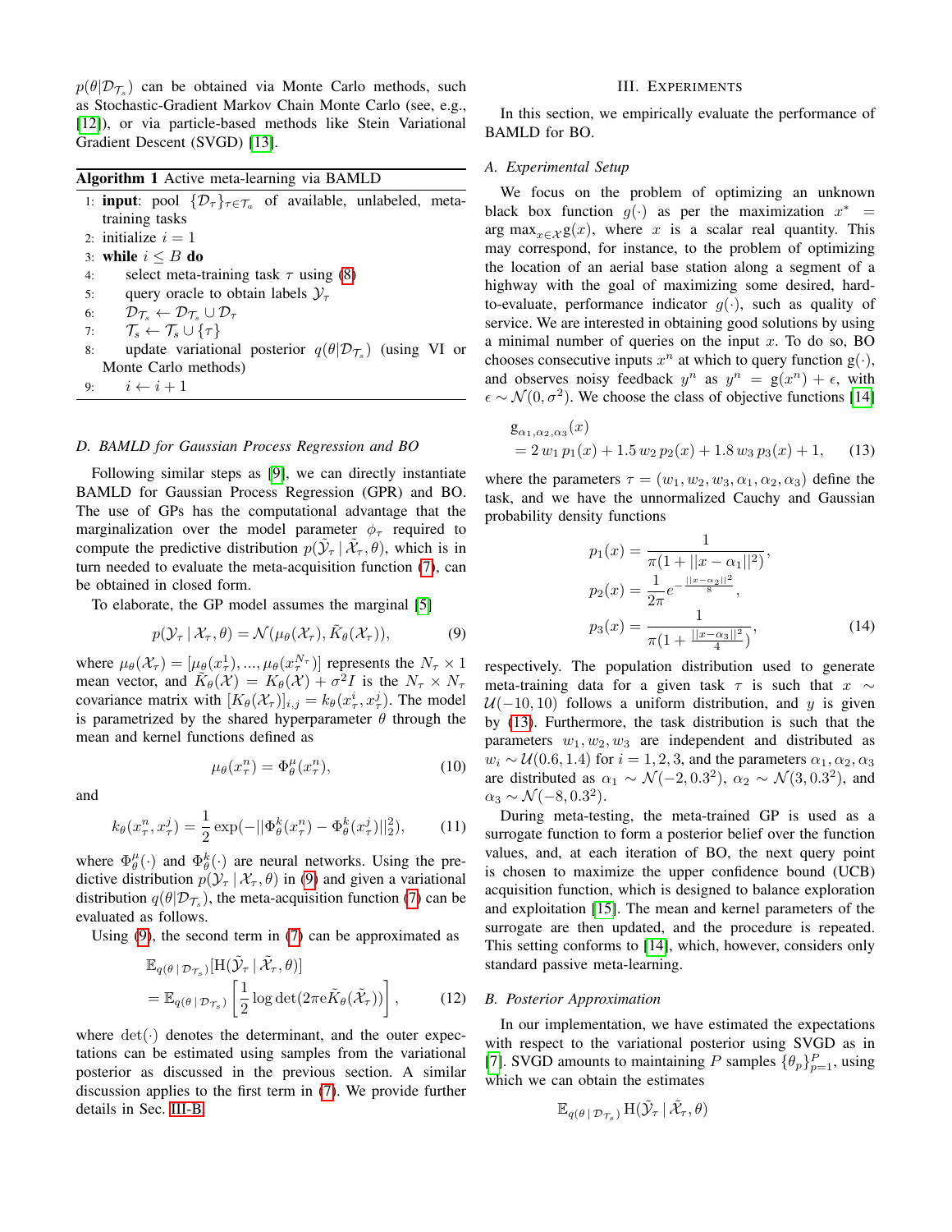$p(\theta|\mathcal{D}_{\mathcal{T}_s})$ can be obtained via Monte Carlo methods, such as Stochastic-Gradient Markov Chain Monte Carlo (see, e.g., [12]), or via particle-based methods like Stein Variational Gradient Descent (SVGD) [13].

**Algorithm 1** Active meta-learning via BAMLD

1: **input**: pool $\{\mathcal{D}_\tau\}_{\tau\in\mathcal{T}_a}$ of available, unlabeled, meta-training tasks
2: initialize $i = 1$
3: **while** $i \leq B$ **do**
4: select meta-training task $\tau$ using (8)
5: query oracle to obtain labels $\mathcal{Y}_\tau$
6: $\mathcal{D}_{\mathcal{T}_s} \leftarrow \mathcal{D}_{\mathcal{T}_s} \cup \mathcal{D}_\tau$
7: $\mathcal{T}_s \leftarrow \mathcal{T}_s \cup \{\tau\}$
8: update variational posterior $q(\theta|\mathcal{D}_{\mathcal{T}_s})$ (using VI or Monte Carlo methods)
9: $i \leftarrow i + 1$

### D. BAMLD for Gaussian Process Regression and BO

Following similar steps as [9], we can directly instantiate BAMLD for Gaussian Process Regression (GPR) and BO. The use of GPs has the computational advantage that the marginalization over the model parameter $\phi_\tau$ required to compute the predictive distribution $p(\tilde{\mathcal{Y}}_\tau \mid \tilde{\mathcal{X}}_\tau, \theta)$, which is in turn needed to evaluate the meta-acquisition function (7), can be obtained in closed form.

To elaborate, the GP model assumes the marginal [5]

$$p(\mathcal{Y}_\tau \mid \mathcal{X}_\tau, \theta) = \mathcal{N}(\mu_\theta(\mathcal{X}_\tau), \tilde{K}_\theta(\mathcal{X}_\tau)), \tag{9}$$

where $\mu_\theta(\mathcal{X}_\tau) = [\mu_\theta(x_\tau^1), ..., \mu_\theta(x_\tau^{N_\tau})]$ represents the $N_\tau \times 1$ mean vector, and $\tilde{K}_\theta(\mathcal{X}) = K_\theta(\mathcal{X}) + \sigma^2 I$ is the $N_\tau \times N_\tau$ covariance matrix with $[K_\theta(\mathcal{X}_\tau)]_{i,j} = k_\theta(x_\tau^i, x_\tau^j)$. The model is parametrized by the shared hyperparameter $\theta$ through the mean and kernel functions defined as

$$\mu_\theta(x_\tau^n) = \Phi_\theta^\mu(x_\tau^n), \tag{10}$$

and

$$k_\theta(x_\tau^n, x_\tau^j) = \frac{1}{2}\exp(-||\Phi_\theta^k(x_\tau^n) - \Phi_\theta^k(x_\tau^j)||_2^2), \tag{11}$$

where $\Phi_\theta^\mu(\cdot)$ and $\Phi_\theta^k(\cdot)$ are neural networks. Using the predictive distribution $p(\mathcal{Y}_\tau \mid \mathcal{X}_\tau, \theta)$ in (9) and given a variational distribution $q(\theta|\mathcal{D}_{\mathcal{T}_s})$, the meta-acquisition function (7) can be evaluated as follows.

Using (9), the second term in (7) can be approximated as

$$\begin{aligned}
&\mathbb{E}_{q(\theta \mid \mathcal{D}_{\mathcal{T}_s})}[\mathrm{H}(\tilde{\mathcal{Y}}_\tau \mid \tilde{\mathcal{X}}_\tau, \theta)] \\
&= \mathbb{E}_{q(\theta \mid \mathcal{D}_{\mathcal{T}_s})}\left[\frac{1}{2}\log\det(2\pi \mathrm{e}\tilde{K}_\theta(\tilde{\mathcal{X}}_\tau))\right],
\end{aligned} \tag{12}$$

where $\det(\cdot)$ denotes the determinant, and the outer expectations can be estimated using samples from the variational posterior as discussed in the previous section. A similar discussion applies to the first term in (7). We provide further details in Sec. III-B.

## III. Experiments

In this section, we empirically evaluate the performance of BAMLD for BO.

### A. Experimental Setup

We focus on the problem of optimizing an unknown black box function $g(\cdot)$ as per the maximization $x^* = \arg\max_{x\in\mathcal{X}} \mathrm{g}(x)$, where $x$ is a scalar real quantity. This may correspond, for instance, to the problem of optimizing the location of an aerial base station along a segment of a highway with the goal of maximizing some desired, hard-to-evaluate, performance indicator $g(\cdot)$, such as quality of service. We are interested in obtaining good solutions by using a minimal number of queries on the input $x$. To do so, BO chooses consecutive inputs $x^n$ at which to query function $\mathrm{g}(\cdot)$, and observes noisy feedback $y^n$ as $y^n = \mathrm{g}(x^n) + \epsilon$, with $\epsilon \sim \mathcal{N}(0, \sigma^2)$. We choose the class of objective functions [14]

$$\begin{aligned}
&\mathrm{g}_{\alpha_1,\alpha_2,\alpha_3}(x) \\
&= 2\,w_1\,p_1(x) + 1.5\,w_2\,p_2(x) + 1.8\,w_3\,p_3(x) + 1,
\end{aligned} \tag{13}$$

where the parameters $\tau = (w_1, w_2, w_3, \alpha_1, \alpha_2, \alpha_3)$ define the task, and we have the unnormalized Cauchy and Gaussian probability density functions

$$\begin{aligned}
p_1(x) &= \frac{1}{\pi(1 + ||x - \alpha_1||^2)}, \\
p_2(x) &= \frac{1}{2\pi}e^{-\frac{||x-\alpha_2||^2}{8}}, \\
p_3(x) &= \frac{1}{\pi(1 + \frac{||x-\alpha_3||^2}{4})},
\end{aligned} \tag{14}$$

respectively. The population distribution used to generate meta-training data for a given task $\tau$ is such that $x \sim \mathcal{U}(-10, 10)$ follows a uniform distribution, and $y$ is given by (13). Furthermore, the task distribution is such that the parameters $w_1, w_2, w_3$ are independent and distributed as $w_i \sim \mathcal{U}(0.6, 1.4)$ for $i = 1, 2, 3$, and the parameters $\alpha_1, \alpha_2, \alpha_3$ are distributed as $\alpha_1 \sim \mathcal{N}(-2, 0.3^2)$, $\alpha_2 \sim \mathcal{N}(3, 0.3^2)$, and $\alpha_3 \sim \mathcal{N}(-8, 0.3^2)$.

During meta-testing, the meta-trained GP is used as a surrogate function to form a posterior belief over the function values, and, at each iteration of BO, the next query point is chosen to maximize the upper confidence bound (UCB) acquisition function, which is designed to balance exploration and exploitation [15]. The mean and kernel parameters of the surrogate are then updated, and the procedure is repeated. This setting conforms to [14], which, however, considers only standard passive meta-learning.

### B. Posterior Approximation

In our implementation, we have estimated the expectations with respect to the variational posterior using SVGD as in [7]. SVGD amounts to maintaining $P$ samples $\{\theta_p\}_{p=1}^P$, using which we can obtain the estimates

$$\mathbb{E}_{q(\theta \mid \mathcal{D}_{\mathcal{T}_s})}\,\mathrm{H}(\tilde{\mathcal{Y}}_\tau \mid \tilde{\mathcal{X}}_\tau, \theta)$$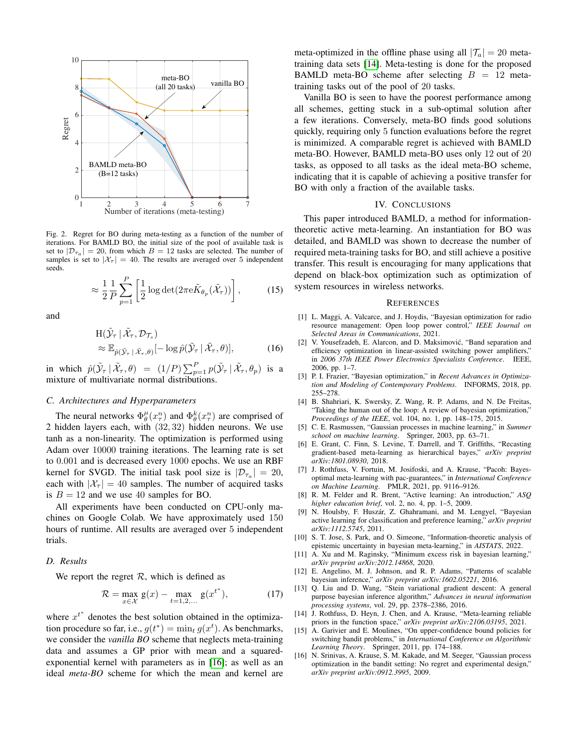10
8
6
4
2
0
Regret
1 2 3 4 5 6 7
Number of iterations (meta-testing)
meta-BO
(all 20 tasks)
vanilla BO
BAMLD meta-BO
(B=12 tasks)

Fig. 2. Regret for BO during meta-testing as a function of the number of iterations. For BAMLD BO, the initial size of the pool of available task is set to $|\mathcal{D}_{\mathcal{T}_a}| = 20$, from which $B = 12$ tasks are selected. The number of samples is set to $|\mathcal{X}_\tau| = 40$. The results are averaged over 5 independent seeds.

$$\approx \frac{1}{2}\frac{1}{P}\sum_{p=1}^{P}\left[\frac{1}{2}\log\det(2\pi \mathrm{e}\tilde{K}_{\theta_p}(\tilde{\mathcal{X}}_\tau))\right], \tag{15}$$

and

$$\begin{aligned}&\mathrm{H}(\tilde{\mathcal{Y}}_\tau \,|\, \tilde{\mathcal{X}}_\tau, \mathcal{D}_{\mathcal{T}_s})\\ &\approx \mathbb{E}_{\hat{p}(\tilde{\mathcal{Y}}_\tau \,|\, \tilde{\mathcal{X}}_\tau, \theta)}[-\log \hat{p}(\tilde{\mathcal{Y}}_\tau \,|\, \tilde{\mathcal{X}}_\tau, \theta)],\end{aligned} \tag{16}$$

in which $\hat{p}(\tilde{\mathcal{Y}}_\tau \,|\, \tilde{\mathcal{X}}_\tau, \theta) = (1/P)\sum_{p=1}^{P} p(\tilde{\mathcal{Y}}_\tau \,|\, \tilde{\mathcal{X}}_\tau, \theta_p)$ is a mixture of multivariate normal distributions.

### C. Architectures and Hyperparameters

The neural networks $\Phi^{\mu}_{\theta}(x^n_\tau)$ and $\Phi^{k}_{\theta}(x^n_\tau)$ are comprised of 2 hidden layers each, with $(32, 32)$ hidden neurons. We use tanh as a non-linearity. The optimization is performed using Adam over 10000 training iterations. The learning rate is set to 0.001 and is decreased every 1000 epochs. We use an RBF kernel for SVGD. The initial task pool size is $|\mathcal{D}_{\mathcal{T}_a}| = 20$, each with $|\mathcal{X}_\tau| = 40$ samples. The number of acquired tasks is $B = 12$ and we use 40 samples for BO.

All experiments have been conducted on CPU-only machines on Google Colab. We have approximately used 150 hours of runtime. All results are averaged over 5 independent trials.

### D. Results

We report the regret $\mathcal{R}$, which is defined as

$$\mathcal{R} = \max_{x\in\mathcal{X}} \mathrm{g}(x) - \max_{t=1,2,\ldots} \mathrm{g}(x^{t^*}), \tag{17}$$

where $x^{t^*}$ denotes the best solution obtained in the optimization procedure so far, i.e., $g(t^*) = \min_t g(x^t)$. As benchmarks, we consider the *vanilla BO* scheme that neglects meta-training data and assumes a GP prior with mean and a squared-exponential kernel with parameters as in [16]; as well as an ideal *meta-BO* scheme for which the mean and kernel are meta-optimized in the offline phase using all $|\mathcal{T}_a| = 20$ meta-training data sets [14]. Meta-testing is done for the proposed BAMLD meta-BO scheme after selecting $B = 12$ meta-training tasks out of the pool of 20 tasks.

Vanilla BO is seen to have the poorest performance among all schemes, getting stuck in a sub-optimal solution after a few iterations. Conversely, meta-BO finds good solutions quickly, requiring only 5 function evaluations before the regret is minimized. A comparable regret is achieved with BAMLD meta-BO. However, BAMLD meta-BO uses only 12 out of 20 tasks, as opposed to all tasks as the ideal meta-BO scheme, indicating that it is capable of achieving a positive transfer for BO with only a fraction of the available tasks.

## IV. Conclusions

This paper introduced BAMLD, a method for information-theoretic active meta-learning. An instantiation for BO was detailed, and BAMLD was shown to decrease the number of required meta-training tasks for BO, and still achieve a positive transfer. This result is encouraging for many applications that depend on black-box optimization such as optimization of system resources in wireless networks.

## References

[1] L. Maggi, A. Valcarce, and J. Hoydis, "Bayesian optimization for radio resource management: Open loop power control," *IEEE Journal on Selected Areas in Communications*, 2021.

[2] V. Yousefzadeh, E. Alarcon, and D. Maksimović, "Band separation and efficiency optimization in linear-assisted switching power amplifiers," in *2006 37th IEEE Power Electronics Specialists Conference*. IEEE, 2006, pp. 1–7.

[3] P. I. Frazier, "Bayesian optimization," in *Recent Advances in Optimization and Modeling of Contemporary Problems*. INFORMS, 2018, pp. 255–278.

[4] B. Shahriari, K. Swersky, Z. Wang, R. P. Adams, and N. De Freitas, "Taking the human out of the loop: A review of bayesian optimization," *Proceedings of the IEEE*, vol. 104, no. 1, pp. 148–175, 2015.

[5] C. E. Rasmussen, "Gaussian processes in machine learning," in *Summer school on machine learning*. Springer, 2003, pp. 63–71.

[6] E. Grant, C. Finn, S. Levine, T. Darrell, and T. Griffiths, "Recasting gradient-based meta-learning as hierarchical bayes," *arXiv preprint arXiv:1801.08930*, 2018.

[7] J. Rothfuss, V. Fortuin, M. Josifoski, and A. Krause, "Pacoh: Bayes-optimal meta-learning with pac-guarantees," in *International Conference on Machine Learning*. PMLR, 2021, pp. 9116–9126.

[8] R. M. Felder and R. Brent, "Active learning: An introduction," *ASQ higher education brief*, vol. 2, no. 4, pp. 1–5, 2009.

[9] N. Houlsby, F. Huszár, Z. Ghahramani, and M. Lengyel, "Bayesian active learning for classification and preference learning," *arXiv preprint arXiv:1112.5745*, 2011.

[10] S. T. Jose, S. Park, and O. Simeone, "Information-theoretic analysis of epistemic uncertainty in bayesian meta-learning," in *AISTATS*, 2022.

[11] A. Xu and M. Raginsky, "Minimum excess risk in bayesian learning," *arXiv preprint arXiv:2012.14868*, 2020.

[12] E. Angelino, M. J. Johnson, and R. P. Adams, "Patterns of scalable bayesian inference," *arXiv preprint arXiv:1602.05221*, 2016.

[13] Q. Liu and D. Wang, "Stein variational gradient descent: A general purpose bayesian inference algorithm," *Advances in neural information processing systems*, vol. 29, pp. 2378–2386, 2016.

[14] J. Rothfuss, D. Heyn, J. Chen, and A. Krause, "Meta-learning reliable priors in the function space," *arXiv preprint arXiv:2106.03195*, 2021.

[15] A. Garivier and E. Moulines, "On upper-confidence bound policies for switching bandit problems," in *International Conference on Algorithmic Learning Theory*. Springer, 2011, pp. 174–188.

[16] N. Srinivas, A. Krause, S. M. Kakade, and M. Seeger, "Gaussian process optimization in the bandit setting: No regret and experimental design," *arXiv preprint arXiv:0912.3995*, 2009.